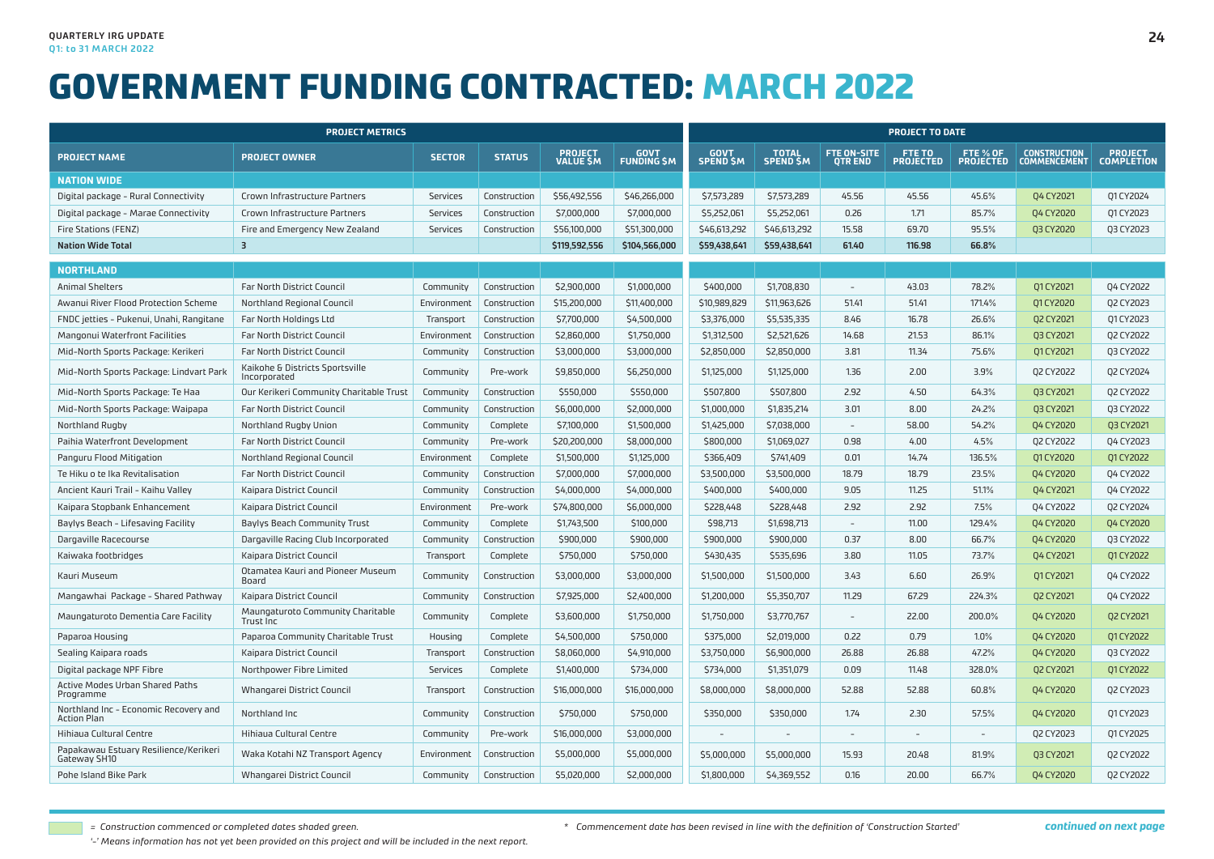QUARTERLY IRG UPDATE
Q1: to 31 MARCH 2022

# GOVERNMENT FUNDING CONTRACTED: MARCH 2022

| PROJECT METRICS | | | | | | PROJECT TO DATE | | | | | | |
|---|---|---|---|---|---|---|---|---|---|---|---|---|
| **PROJECT NAME** | **PROJECT OWNER** | **SECTOR** | **STATUS** | **PROJECT VALUE $M** | **GOVT FUNDING $M** | **GOVT SPEND $M** | **TOTAL SPEND $M** | **FTE ON-SITE QTR END** | **FTE TO PROJECTED** | **FTE % OF PROJECTED** | **CONSTRUCTION COMMENCEMENT** | **PROJECT COMPLETION** |
| **NATION WIDE** | | | | | | | | | | | | |
| Digital package - Rural Connectivity | Crown Infrastructure Partners | Services | Construction | $56,492,556 | $46,266,000 | $7,573,289 | $7,573,289 | 45.56 | 45.56 | 45.6% | Q4 CY2021 | Q1 CY2024 |
| Digital package - Marae Connectivity | Crown Infrastructure Partners | Services | Construction | $7,000,000 | $7,000,000 | $5,252,061 | $5,252,061 | 0.26 | 1.71 | 85.7% | Q4 CY2020 | Q1 CY2023 |
| Fire Stations (FENZ) | Fire and Emergency New Zealand | Services | Construction | $56,100,000 | $51,300,000 | $46,613,292 | $46,613,292 | 15.58 | 69.70 | 95.5% | Q3 CY2020 | Q3 CY2023 |
| **Nation Wide Total** | **3** | | | **$119,592,556** | **$104,566,000** | **$59,438,641** | **$59,438,641** | **61.40** | **116.98** | **66.8%** | | |
| **NORTHLAND** | | | | | | | | | | | | |
| Animal Shelters | Far North District Council | Community | Construction | $2,900,000 | $1,000,000 | $400,000 | $1,708,830 | - | 43.03 | 78.2% | Q1 CY2021 | Q4 CY2022 |
| Awanui River Flood Protection Scheme | Northland Regional Council | Environment | Construction | $15,200,000 | $11,400,000 | $10,989,829 | $11,963,626 | 51.41 | 51.41 | 171.4% | Q1 CY2020 | Q2 CY2023 |
| FNDC jetties - Pukenui, Unahi, Rangitane | Far North Holdings Ltd | Transport | Construction | $7,700,000 | $4,500,000 | $3,376,000 | $5,535,335 | 8.46 | 16.78 | 26.6% | Q2 CY2021 | Q1 CY2023 |
| Mangonui Waterfront Facilities | Far North District Council | Environment | Construction | $2,860,000 | $1,750,000 | $1,312,500 | $2,521,626 | 14.68 | 21.53 | 86.1% | Q3 CY2021 | Q2 CY2022 |
| Mid-North Sports Package: Kerikeri | Far North District Council | Community | Construction | $3,000,000 | $3,000,000 | $2,850,000 | $2,850,000 | 3.81 | 11.34 | 75.6% | Q1 CY2021 | Q3 CY2022 |
| Mid-North Sports Package: Lindvart Park | Kaikohe & Districts Sportsville Incorporated | Community | Pre-work | $9,850,000 | $6,250,000 | $1,125,000 | $1,125,000 | 1.36 | 2.00 | 3.9% | Q2 CY2022 | Q2 CY2024 |
| Mid-North Sports Package: Te Haa | Our Kerikeri Community Charitable Trust | Community | Construction | $550,000 | $550,000 | $507,800 | $507,800 | 2.92 | 4.50 | 64.3% | Q3 CY2021 | Q2 CY2022 |
| Mid-North Sports Package: Waipapa | Far North District Council | Community | Construction | $6,000,000 | $2,000,000 | $1,000,000 | $1,835,214 | 3.01 | 8.00 | 24.2% | Q3 CY2021 | Q3 CY2022 |
| Northland Rugby | Northland Rugby Union | Community | Complete | $7,100,000 | $1,500,000 | $1,425,000 | $7,038,000 | - | 58.00 | 54.2% | Q4 CY2020 | Q3 CY2021 |
| Paihia Waterfront Development | Far North District Council | Community | Pre-work | $20,200,000 | $8,000,000 | $800,000 | $1,069,027 | 0.98 | 4.00 | 4.5% | Q2 CY2022 | Q4 CY2023 |
| Panguru Flood Mitigation | Northland Regional Council | Environment | Complete | $1,500,000 | $1,125,000 | $366,409 | $741,409 | 0.01 | 14.74 | 136.5% | Q1 CY2020 | Q1 CY2022 |
| Te Hiku o te Ika Revitalisation | Far North District Council | Community | Construction | $7,000,000 | $7,000,000 | $3,500,000 | $3,500,000 | 18.79 | 18.79 | 23.5% | Q4 CY2020 | Q4 CY2022 |
| Ancient Kauri Trail - Kaihu Valley | Kaipara District Council | Community | Construction | $4,000,000 | $4,000,000 | $400,000 | $400,000 | 9.05 | 11.25 | 51.1% | Q4 CY2021 | Q4 CY2022 |
| Kaipara Stopbank Enhancement | Kaipara District Council | Environment | Pre-work | $74,800,000 | $6,000,000 | $228,448 | $228,448 | 2.92 | 2.92 | 7.5% | Q4 CY2022 | Q2 CY2024 |
| Baylys Beach - Lifesaving Facility | Baylys Beach Community Trust | Community | Complete | $1,743,500 | $100,000 | $98,713 | $1,698,713 | - | 11.00 | 129.4% | Q4 CY2020 | Q4 CY2020 |
| Dargaville Racecourse | Dargaville Racing Club Incorporated | Community | Construction | $900,000 | $900,000 | $900,000 | $900,000 | 0.37 | 8.00 | 66.7% | Q4 CY2020 | Q3 CY2022 |
| Kaiwaka footbridges | Kaipara District Council | Transport | Complete | $750,000 | $750,000 | $430,435 | $535,696 | 3.80 | 11.05 | 73.7% | Q4 CY2021 | Q1 CY2022 |
| Kauri Museum | Otamatea Kauri and Pioneer Museum Board | Community | Construction | $3,000,000 | $3,000,000 | $1,500,000 | $1,500,000 | 3.43 | 6.60 | 26.9% | Q1 CY2021 | Q4 CY2022 |
| Mangawhai Package - Shared Pathway | Kaipara District Council | Community | Construction | $7,925,000 | $2,400,000 | $1,200,000 | $5,350,707 | 11.29 | 67.29 | 224.3% | Q2 CY2021 | Q4 CY2022 |
| Maungaturoto Dementia Care Facility | Maungaturoto Community Charitable Trust Inc | Community | Complete | $3,600,000 | $1,750,000 | $1,750,000 | $3,770,767 | - | 22.00 | 200.0% | Q4 CY2020 | Q2 CY2021 |
| Paparoa Housing | Paparoa Community Charitable Trust | Housing | Complete | $4,500,000 | $750,000 | $375,000 | $2,019,000 | 0.22 | 0.79 | 1.0% | Q4 CY2020 | Q1 CY2022 |
| Sealing Kaipara roads | Kaipara District Council | Transport | Construction | $8,060,000 | $4,910,000 | $3,750,000 | $6,900,000 | 26.88 | 26.88 | 47.2% | Q4 CY2020 | Q3 CY2022 |
| Digital package NPF Fibre | Northpower Fibre Limited | Services | Complete | $1,400,000 | $734,000 | $734,000 | $1,351,079 | 0.09 | 11.48 | 328.0% | Q2 CY2021 | Q1 CY2022 |
| Active Modes Urban Shared Paths Programme | Whangarei District Council | Transport | Construction | $16,000,000 | $16,000,000 | $8,000,000 | $8,000,000 | 52.88 | 52.88 | 60.8% | Q4 CY2020 | Q2 CY2023 |
| Northland Inc - Economic Recovery and Action Plan | Northland Inc | Community | Construction | $750,000 | $750,000 | $350,000 | $350,000 | 1.74 | 2.30 | 57.5% | Q4 CY2020 | Q1 CY2023 |
| Hihiaua Cultural Centre | Hihiaua Cultural Centre | Community | Pre-work | $16,000,000 | $3,000,000 | - | - | - | - | - | Q2 CY2023 | Q1 CY2025 |
| Papakawau Estuary Resilience/Kerikeri Gateway SH10 | Waka Kotahi NZ Transport Agency | Environment | Construction | $5,000,000 | $5,000,000 | $5,000,000 | $5,000,000 | 15.93 | 20.48 | 81.9% | Q3 CY2021 | Q2 CY2022 |
| Pohe Island Bike Park | Whangarei District Council | Community | Construction | $5,020,000 | $2,000,000 | $1,800,000 | $4,369,552 | 0.16 | 20.00 | 66.7% | Q4 CY2020 | Q2 CY2022 |

*= Construction commenced or completed dates shaded green.*

*\* Commencement date has been revised in line with the definition of 'Construction Started'*

***continued on next page***

*'-' Means information has not yet been provided on this project and will be included in the next report.*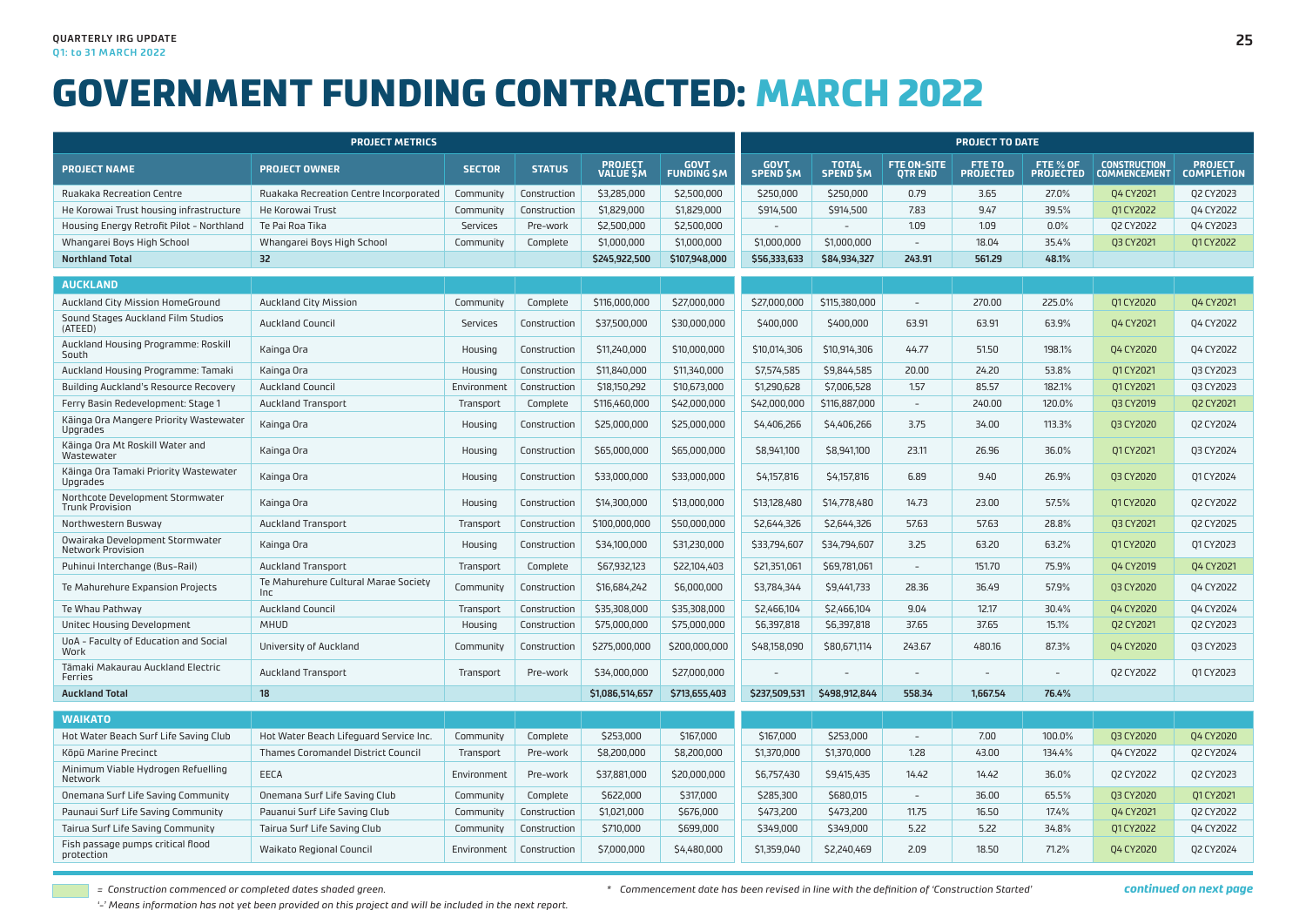# GOVERNMENT FUNDING CONTRACTED: MARCH 2022

| PROJECT METRICS | | | | | | PROJECT TO DATE | | | | | | |
|---|---|---|---|---|---|---|---|---|---|---|---|---|
| **PROJECT NAME** | **PROJECT OWNER** | **SECTOR** | **STATUS** | **PROJECT VALUE $M** | **GOVT FUNDING $M** | **GOVT SPEND $M** | **TOTAL SPEND $M** | **FTE ON-SITE QTR END** | **FTE TO PROJECTED** | **FTE % OF PROJECTED** | **CONSTRUCTION COMMENCEMENT** | **PROJECT COMPLETION** |
| Ruakaka Recreation Centre | Ruakaka Recreation Centre Incorporated | Community | Construction | $3,285,000 | $2,500,000 | $250,000 | $250,000 | 0.79 | 3.65 | 27.0% | Q4 CY2021 | Q2 CY2023 |
| He Korowai Trust housing infrastructure | He Korowai Trust | Community | Construction | $1,829,000 | $1,829,000 | $914,500 | $914,500 | 7.83 | 9.47 | 39.5% | Q1 CY2022 | Q4 CY2022 |
| Housing Energy Retrofit Pilot – Northland | Te Pai Roa Tika | Services | Pre-work | $2,500,000 | $2,500,000 | – | – | 1.09 | 1.09 | 0.0% | Q2 CY2022 | Q4 CY2023 |
| Whangarei Boys High School | Whangarei Boys High School | Community | Complete | $1,000,000 | $1,000,000 | $1,000,000 | $1,000,000 | – | 18.04 | 35.4% | Q3 CY2021 | Q1 CY2022 |
| **Northland Total** | **32** | | | **$245,922,500** | **$107,948,000** | **$56,333,633** | **$84,934,327** | **243.91** | **561.29** | **48.1%** | | |
| **AUCKLAND** | | | | | | | | | | | | |
| Auckland City Mission HomeGround | Auckland City Mission | Community | Complete | $116,000,000 | $27,000,000 | $27,000,000 | $115,380,000 | – | 270.00 | 225.0% | Q1 CY2020 | Q4 CY2021 |
| Sound Stages Auckland Film Studios (ATEED) | Auckland Council | Services | Construction | $37,500,000 | $30,000,000 | $400,000 | $400,000 | 63.91 | 63.91 | 63.9% | Q4 CY2021 | Q4 CY2022 |
| Auckland Housing Programme: Roskill South | Kainga Ora | Housing | Construction | $11,240,000 | $10,000,000 | $10,014,306 | $10,914,306 | 44.77 | 51.50 | 198.1% | Q4 CY2020 | Q4 CY2022 |
| Auckland Housing Programme: Tamaki | Kainga Ora | Housing | Construction | $11,840,000 | $11,340,000 | $7,574,585 | $9,844,585 | 20.00 | 24.20 | 53.8% | Q1 CY2021 | Q3 CY2023 |
| Building Auckland's Resource Recovery | Auckland Council | Environment | Construction | $18,150,292 | $10,673,000 | $1,290,628 | $7,006,528 | 1.57 | 85.57 | 182.1% | Q1 CY2021 | Q3 CY2023 |
| Ferry Basin Redevelopment: Stage 1 | Auckland Transport | Transport | Complete | $116,460,000 | $42,000,000 | $42,000,000 | $116,887,000 | – | 240.00 | 120.0% | Q3 CY2019 | Q2 CY2021 |
| Kāinga Ora Mangere Priority Wastewater Upgrades | Kainga Ora | Housing | Construction | $25,000,000 | $25,000,000 | $4,406,266 | $4,406,266 | 3.75 | 34.00 | 113.3% | Q3 CY2020 | Q2 CY2024 |
| Kāinga Ora Mt Roskill Water and Wastewater | Kainga Ora | Housing | Construction | $65,000,000 | $65,000,000 | $8,941,100 | $8,941,100 | 23.11 | 26.96 | 36.0% | Q1 CY2021 | Q3 CY2024 |
| Kāinga Ora Tamaki Priority Wastewater Upgrades | Kainga Ora | Housing | Construction | $33,000,000 | $33,000,000 | $4,157,816 | $4,157,816 | 6.89 | 9.40 | 26.9% | Q3 CY2020 | Q1 CY2024 |
| Northcote Development Stormwater Trunk Provision | Kainga Ora | Housing | Construction | $14,300,000 | $13,000,000 | $13,128,480 | $14,778,480 | 14.73 | 23.00 | 57.5% | Q1 CY2020 | Q2 CY2022 |
| Northwestern Busway | Auckland Transport | Transport | Construction | $100,000,000 | $50,000,000 | $2,644,326 | $2,644,326 | 57.63 | 57.63 | 28.8% | Q3 CY2021 | Q2 CY2025 |
| Owairaka Development Stormwater Network Provision | Kainga Ora | Housing | Construction | $34,100,000 | $31,230,000 | $33,794,607 | $34,794,607 | 3.25 | 63.20 | 63.2% | Q1 CY2020 | Q1 CY2023 |
| Puhinui Interchange (Bus-Rail) | Auckland Transport | Transport | Complete | $67,932,123 | $22,104,403 | $21,351,061 | $69,781,061 | – | 151.70 | 75.9% | Q4 CY2019 | Q4 CY2021 |
| Te Mahurehure Expansion Projects | Te Mahurehure Cultural Marae Society Inc | Community | Construction | $16,684,242 | $6,000,000 | $3,784,344 | $9,441,733 | 28.36 | 36.49 | 57.9% | Q3 CY2020 | Q4 CY2022 |
| Te Whau Pathway | Auckland Council | Transport | Construction | $35,308,000 | $35,308,000 | $2,466,104 | $2,466,104 | 9.04 | 12.17 | 30.4% | Q4 CY2020 | Q4 CY2024 |
| Unitec Housing Development | MHUD | Housing | Construction | $75,000,000 | $75,000,000 | $6,397,818 | $6,397,818 | 37.65 | 37.65 | 15.1% | Q2 CY2021 | Q2 CY2023 |
| UoA – Faculty of Education and Social Work | University of Auckland | Community | Construction | $275,000,000 | $200,000,000 | $48,158,090 | $80,671,114 | 243.67 | 480.16 | 87.3% | Q4 CY2020 | Q3 CY2023 |
| Tāmaki Makaurau Auckland Electric Ferries | Auckland Transport | Transport | Pre-work | $34,000,000 | $27,000,000 | – | – | – | – | – | Q2 CY2022 | Q1 CY2023 |
| **Auckland Total** | **18** | | | **$1,086,514,657** | **$713,655,403** | **$237,509,531** | **$498,912,844** | **558.34** | **1,667.54** | **76.4%** | | |
| **WAIKATO** | | | | | | | | | | | | |
| Hot Water Beach Surf Life Saving Club | Hot Water Beach Lifeguard Service Inc. | Community | Complete | $253,000 | $167,000 | $167,000 | $253,000 | – | 7.00 | 100.0% | Q3 CY2020 | Q4 CY2020 |
| Kōpū Marine Precinct | Thames Coromandel District Council | Transport | Pre-work | $8,200,000 | $8,200,000 | $1,370,000 | $1,370,000 | 1.28 | 43.00 | 134.4% | Q4 CY2022 | Q2 CY2024 |
| Minimum Viable Hydrogen Refuelling Network | EECA | Environment | Pre-work | $37,881,000 | $20,000,000 | $6,757,430 | $9,415,435 | 14.42 | 14.42 | 36.0% | Q2 CY2022 | Q2 CY2023 |
| Onemana Surf Life Saving Community | Onemana Surf Life Saving Club | Community | Complete | $622,000 | $317,000 | $285,300 | $680,015 | – | 36.00 | 65.5% | Q3 CY2020 | Q1 CY2021 |
| Paunaui Surf Life Saving Community | Pauanui Surf Life Saving Club | Community | Construction | $1,021,000 | $676,000 | $473,200 | $473,200 | 11.75 | 16.50 | 17.4% | Q4 CY2021 | Q2 CY2022 |
| Tairua Surf Life Saving Community | Tairua Surf Life Saving Club | Community | Construction | $710,000 | $699,000 | $349,000 | $349,000 | 5.22 | 5.22 | 34.8% | Q1 CY2022 | Q4 CY2022 |
| Fish passage pumps critical flood protection | Waikato Regional Council | Environment | Construction | $7,000,000 | $4,480,000 | $1,359,040 | $2,240,469 | 2.09 | 18.50 | 71.2% | Q4 CY2020 | Q2 CY2024 |

*= Construction commenced or completed dates shaded green.*

*'–' Means information has not yet been provided on this project and will be included in the next report.*

*\* Commencement date has been revised in line with the definition of 'Construction Started'*

***continued on next page***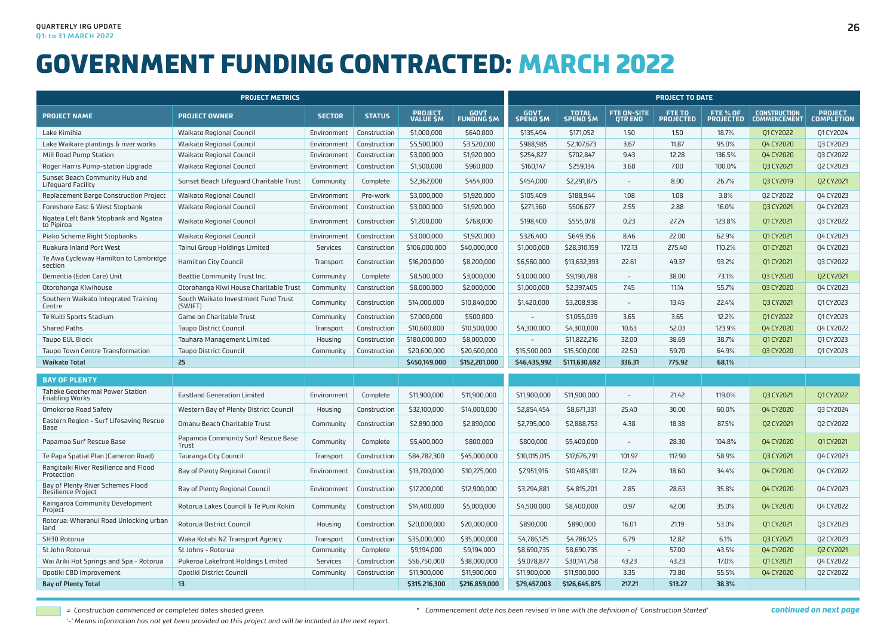# GOVERNMENT FUNDING CONTRACTED: MARCH 2022

| PROJECT METRICS | | | | | | PROJECT TO DATE | | | | | | |
|---|---|---|---|---|---|---|---|---|---|---|---|---|
| **PROJECT NAME** | **PROJECT OWNER** | **SECTOR** | **STATUS** | **PROJECT VALUE $M** | **GOVT FUNDING $M** | **GOVT SPEND $M** | **TOTAL SPEND $M** | **FTE ON-SITE QTR END** | **FTE TO PROJECTED** | **FTE % OF PROJECTED** | **CONSTRUCTION COMMENCEMENT** | **PROJECT COMPLETION** |
| Lake Kimihia | Waikato Regional Council | Environment | Construction | $1,000,000 | $640,000 | $135,494 | $171,052 | 1.50 | 1.50 | 18.7% | Q1 CY2022 | Q1 CY2024 |
| Lake Waikare plantings & river works | Waikato Regional Council | Environment | Construction | $5,500,000 | $3,520,000 | $988,985 | $2,107,673 | 3.67 | 11.87 | 95.0% | Q4 CY2020 | Q3 CY2023 |
| Mill Road Pump Station | Waikato Regional Council | Environment | Construction | $3,000,000 | $1,920,000 | $254,827 | $702,847 | 9.43 | 12.28 | 136.5% | Q4 CY2020 | Q3 CY2022 |
| Roger Harris Pump-station Upgrade | Waikato Regional Council | Environment | Construction | $1,500,000 | $960,000 | $160,147 | $259,134 | 3.68 | 7.00 | 100.0% | Q3 CY2021 | Q2 CY2023 |
| Sunset Beach Community Hub and Lifeguard Facility | Sunset Beach Lifeguard Charitable Trust | Community | Complete | $2,362,000 | $454,000 | $454,000 | $2,291,875 | - | 8.00 | 26.7% | Q3 CY2019 | Q2 CY2021 |
| Replacement Barge Construction Project | Waikato Regional Council | Environment | Pre-work | $3,000,000 | $1,920,000 | $105,409 | $188,944 | 1.08 | 1.08 | 3.8% | Q2 CY2022 | Q4 CY2023 |
| Foreshore East & West Stopbank | Waikato Regional Council | Environment | Construction | $3,000,000 | $1,920,000 | $271,360 | $506,677 | 2.55 | 2.88 | 16.0% | Q3 CY2021 | Q4 CY2023 |
| Ngatea Left Bank Stopbank and Ngatea to Pipiroa | Waikato Regional Council | Environment | Construction | $1,200,000 | $768,000 | $198,400 | $555,078 | 0.23 | 27.24 | 123.8% | Q1 CY2021 | Q3 CY2022 |
| Piako Scheme Right Stopbanks | Waikato Regional Council | Environment | Construction | $3,000,000 | $1,920,000 | $326,400 | $649,356 | 8.46 | 22.00 | 62.9% | Q1 CY2021 | Q4 CY2023 |
| Ruakura Inland Port West | Tainui Group Holdings Limited | Services | Construction | $106,000,000 | $40,000,000 | $1,000,000 | $28,310,159 | 172.13 | 275.40 | 110.2% | Q1 CY2021 | Q4 CY2023 |
| Te Awa Cycleway Hamilton to Cambridge section | Hamilton City Council | Transport | Construction | $16,200,000 | $8,200,000 | $6,560,000 | $13,632,393 | 22.61 | 49.37 | 93.2% | Q1 CY2021 | Q3 CY2022 |
| Dementia (Eden Care) Unit | Beattie Community Trust Inc. | Community | Complete | $8,500,000 | $3,000,000 | $3,000,000 | $9,190,788 | - | 38.00 | 73.1% | Q3 CY2020 | Q2 CY2021 |
| Otorohonga Kiwihouse | Otorohanga Kiwi House Charitable Trust | Community | Construction | $8,000,000 | $2,000,000 | $1,000,000 | $2,397,405 | 7.45 | 11.14 | 55.7% | Q3 CY2020 | Q4 CY2023 |
| Southern Waikato Integrated Training Centre | South Waikato Investment Fund Trust (SWIFT) | Community | Construction | $14,000,000 | $10,840,000 | $1,420,000 | $3,208,938 | - | 13.45 | 22.4% | Q3 CY2021 | Q1 CY2023 |
| Te Kuiti Sports Stadium | Game on Charitable Trust | Community | Construction | $7,000,000 | $500,000 | - | $1,055,039 | 3.65 | 3.65 | 12.2% | Q1 CY2022 | Q1 CY2023 |
| Shared Paths | Taupo District Council | Transport | Construction | $10,600,000 | $10,500,000 | $4,300,000 | $4,300,000 | 10.63 | 52.03 | 123.9% | Q4 CY2020 | Q4 CY2022 |
| Taupo EUL Block | Tauhara Management Limited | Housing | Construction | $180,000,000 | $8,000,000 | - | $11,822,216 | 32.00 | 38.69 | 38.7% | Q1 CY2021 | Q1 CY2023 |
| Taupo Town Centre Transformation | Taupo District Council | Community | Construction | $20,600,000 | $20,600,000 | $15,500,000 | $15,500,000 | 22.50 | 59.70 | 64.9% | Q3 CY2020 | Q1 CY2023 |
| **Waikato Total** | **25** | | | **$450,149,000** | **$152,201,000** | **$46,435,992** | **$111,630,692** | **336.31** | **775.92** | **68.1%** | | |
| **BAY OF PLENTY** | | | | | | | | | | | | |
| Taheke Geothermal Power Station Enabling Works | Eastland Generation Limited | Environment | Complete | $11,900,000 | $11,900,000 | $11,900,000 | $11,900,000 | - | 21.42 | 119.0% | Q3 CY2021 | Q1 CY2022 |
| Omokoroa Road Safety | Western Bay of Plenty District Council | Housing | Construction | $32,100,000 | $14,000,000 | $2,854,454 | $8,671,331 | 25.40 | 30.00 | 60.0% | Q4 CY2020 | Q3 CY2024 |
| Eastern Region - Surf Lifesaving Rescue Base | Omanu Beach Charitable Trust | Community | Construction | $2,890,000 | $2,890,000 | $2,795,000 | $2,888,753 | 4.38 | 18.38 | 87.5% | Q2 CY2021 | Q2 CY2022 |
| Papamoa Surf Rescue Base | Papamoa Community Surf Rescue Base Trust | Community | Complete | $5,400,000 | $800,000 | $800,000 | $5,400,000 | - | 28.30 | 104.8% | Q4 CY2020 | Q1 CY2021 |
| Te Papa Spatial Plan (Cameron Road) | Tauranga City Council | Transport | Construction | $84,782,300 | $45,000,000 | $10,015,015 | $17,676,791 | 101.97 | 117.90 | 58.9% | Q3 CY2021 | Q4 CY2023 |
| Rangitaiki River Resilience and Flood Protection | Bay of Plenty Regional Council | Environment | Construction | $13,700,000 | $10,275,000 | $7,951,916 | $10,485,181 | 12.24 | 18.60 | 34.4% | Q4 CY2020 | Q4 CY2022 |
| Bay of Plenty River Schemes Flood Resilience Project | Bay of Plenty Regional Council | Environment | Construction | $17,200,000 | $12,900,000 | $3,294,881 | $4,815,201 | 2.85 | 28.63 | 35.8% | Q4 CY2020 | Q4 CY2023 |
| Kaingaroa Community Development Project | Rotorua Lakes Council & Te Puni Kokiri | Community | Construction | $14,400,000 | $5,000,000 | $4,500,000 | $8,400,000 | 0.97 | 42.00 | 35.0% | Q4 CY2020 | Q4 CY2022 |
| Rotorua: Wheranui Road Unlocking urban land | Rotorua District Council | Housing | Construction | $20,000,000 | $20,000,000 | $890,000 | $890,000 | 16.01 | 21.19 | 53.0% | Q1 CY2021 | Q3 CY2023 |
| SH30 Rotorua | Waka Kotahi NZ Transport Agency | Transport | Construction | $35,000,000 | $35,000,000 | $4,786,125 | $4,786,125 | 6.79 | 12.82 | 6.1% | Q3 CY2021 | Q2 CY2023 |
| St John Rotorua | St Johns - Rotorua | Community | Complete | $9,194,000 | $9,194,000 | $8,690,735 | $8,690,735 | - | 57.00 | 43.5% | Q4 CY2020 | Q2 CY2021 |
| Wai Ariki Hot Springs and Spa - Rotorua | Pukeroa Lakefront Holdings Limited | Services | Construction | $56,750,000 | $38,000,000 | $9,078,877 | $30,141,758 | 43.23 | 43.23 | 17.0% | Q1 CY2021 | Q4 CY2022 |
| Opotiki CBD improvement | Opotiki District Council | Community | Construction | $11,900,000 | $11,900,000 | $11,900,000 | $11,900,000 | 3.35 | 73.80 | 55.5% | Q4 CY2020 | Q2 CY2022 |
| **Bay of Plenty Total** | **13** | | | **$315,216,300** | **$216,859,000** | **$79,457,003** | **$126,645,875** | **217.21** | **513.27** | **38.3%** | | |

= Construction commenced or completed dates shaded green.

'-' Means information has not yet been provided on this project and will be included in the next report.

\* Commencement date has been revised in line with the definition of 'Construction Started'

*continued on next page*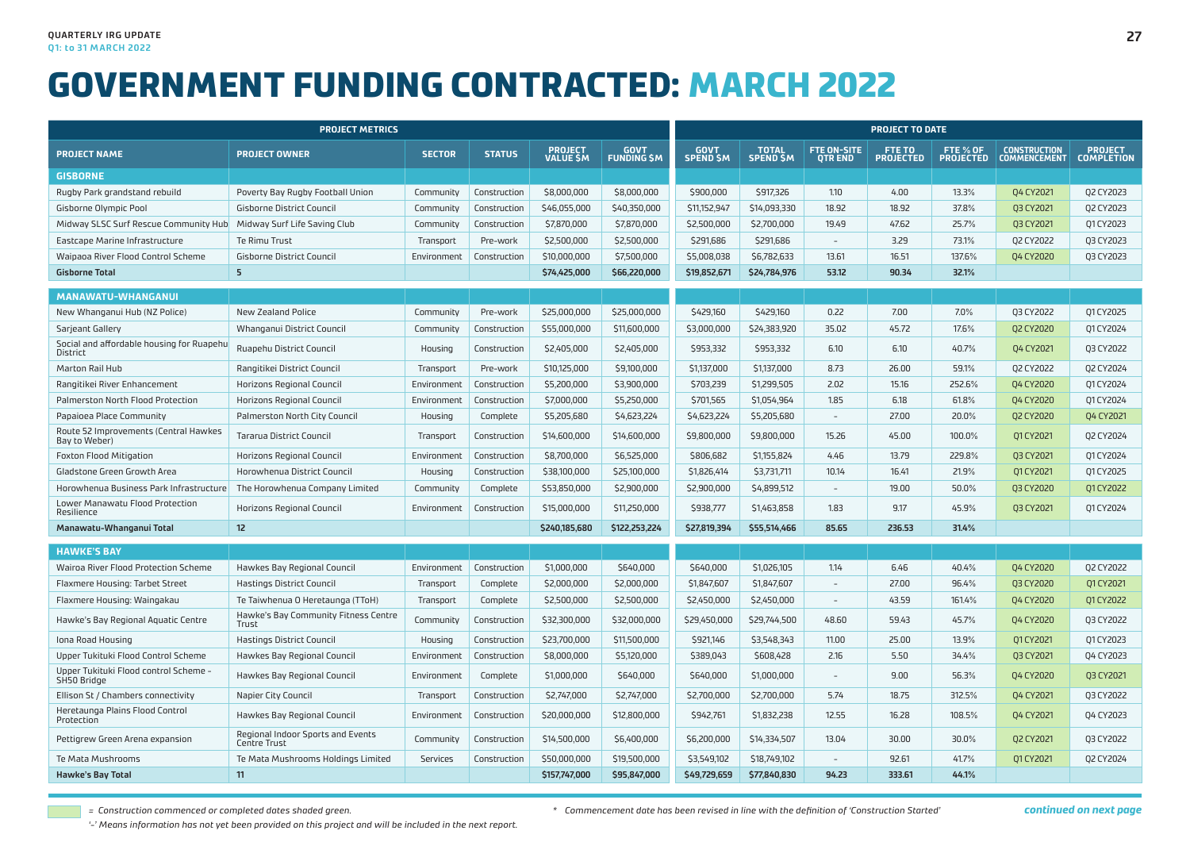# GOVERNMENT FUNDING CONTRACTED: MARCH 2022

| PROJECT METRICS | | | | | | PROJECT TO DATE | | | | | | |
|---|---|---|---|---|---|---|---|---|---|---|---|---|
| **PROJECT NAME** | **PROJECT OWNER** | **SECTOR** | **STATUS** | **PROJECT VALUE $M** | **GOVT FUNDING $M** | **GOVT SPEND $M** | **TOTAL SPEND $M** | **FTE ON-SITE QTR END** | **FTE TO PROJECTED** | **FTE % OF PROJECTED** | **CONSTRUCTION COMMENCEMENT** | **PROJECT COMPLETION** |
| **GISBORNE** | | | | | | | | | | | | |
| Rugby Park grandstand rebuild | Poverty Bay Rugby Football Union | Community | Construction | $8,000,000 | $8,000,000 | $900,000 | $917,326 | 1.10 | 4.00 | 13.3% | Q4 CY2021 | Q2 CY2023 |
| Gisborne Olympic Pool | Gisborne District Council | Community | Construction | $46,055,000 | $40,350,000 | $11,152,947 | $14,093,330 | 18.92 | 18.92 | 37.8% | Q3 CY2021 | Q2 CY2023 |
| Midway SLSC Surf Rescue Community Hub | Midway Surf Life Saving Club | Community | Construction | $7,870,000 | $7,870,000 | $2,500,000 | $2,700,000 | 19.49 | 47.62 | 25.7% | Q3 CY2021 | Q1 CY2023 |
| Eastcape Marine Infrastructure | Te Rimu Trust | Transport | Pre-work | $2,500,000 | $2,500,000 | $291,686 | $291,686 | - | 3.29 | 73.1% | Q2 CY2022 | Q3 CY2023 |
| Waipaoa River Flood Control Scheme | Gisborne District Council | Environment | Construction | $10,000,000 | $7,500,000 | $5,008,038 | $6,782,633 | 13.61 | 16.51 | 137.6% | Q4 CY2020 | Q3 CY2023 |
| **Gisborne Total** | **5** | | | **$74,425,000** | **$66,220,000** | **$19,852,671** | **$24,784,976** | **53.12** | **90.34** | **32.1%** | | |
| **MANAWATU-WHANGANUI** | | | | | | | | | | | | |
| New Whanganui Hub (NZ Police) | New Zealand Police | Community | Pre-work | $25,000,000 | $25,000,000 | $429,160 | $429,160 | 0.22 | 7.00 | 7.0% | Q3 CY2022 | Q1 CY2025 |
| Sarjeant Gallery | Whanganui District Council | Community | Construction | $55,000,000 | $11,600,000 | $3,000,000 | $24,383,920 | 35.02 | 45.72 | 17.6% | Q2 CY2020 | Q1 CY2024 |
| Social and affordable housing for Ruapehu District | Ruapehu District Council | Housing | Construction | $2,405,000 | $2,405,000 | $953,332 | $953,332 | 6.10 | 6.10 | 40.7% | Q4 CY2021 | Q3 CY2022 |
| Marton Rail Hub | Rangitikei District Council | Transport | Pre-work | $10,125,000 | $9,100,000 | $1,137,000 | $1,137,000 | 8.73 | 26.00 | 59.1% | Q2 CY2022 | Q2 CY2024 |
| Rangitikei River Enhancement | Horizons Regional Council | Environment | Construction | $5,200,000 | $3,900,000 | $703,239 | $1,299,505 | 2.02 | 15.16 | 252.6% | Q4 CY2020 | Q1 CY2024 |
| Palmerston North Flood Protection | Horizons Regional Council | Environment | Construction | $7,000,000 | $5,250,000 | $701,565 | $1,054,964 | 1.85 | 6.18 | 61.8% | Q4 CY2020 | Q1 CY2024 |
| Papaioea Place Community | Palmerston North City Council | Housing | Complete | $5,205,680 | $4,623,224 | $4,623,224 | $5,205,680 | - | 27.00 | 20.0% | Q2 CY2020 | Q4 CY2021 |
| Route 52 Improvements (Central Hawkes Bay to Weber) | Tararua District Council | Transport | Construction | $14,600,000 | $14,600,000 | $9,800,000 | $9,800,000 | 15.26 | 45.00 | 100.0% | Q1 CY2021 | Q2 CY2024 |
| Foxton Flood Mitigation | Horizons Regional Council | Environment | Construction | $8,700,000 | $6,525,000 | $806,682 | $1,155,824 | 4.46 | 13.79 | 229.8% | Q3 CY2021 | Q1 CY2024 |
| Gladstone Green Growth Area | Horowhenua District Council | Housing | Construction | $38,100,000 | $25,100,000 | $1,826,414 | $3,731,711 | 10.14 | 16.41 | 21.9% | Q1 CY2021 | Q1 CY2025 |
| Horowhenua Business Park Infrastructure | The Horowhenua Company Limited | Community | Complete | $53,850,000 | $2,900,000 | $2,900,000 | $4,899,512 | - | 19.00 | 50.0% | Q3 CY2020 | Q1 CY2022 |
| Lower Manawatu Flood Protection Resilience | Horizons Regional Council | Environment | Construction | $15,000,000 | $11,250,000 | $938,777 | $1,463,858 | 1.83 | 9.17 | 45.9% | Q3 CY2021 | Q1 CY2024 |
| **Manawatu-Whanganui Total** | **12** | | | **$240,185,680** | **$122,253,224** | **$27,819,394** | **$55,514,466** | **85.65** | **236.53** | **31.4%** | | |
| **HAWKE'S BAY** | | | | | | | | | | | | |
| Wairoa River Flood Protection Scheme | Hawkes Bay Regional Council | Environment | Construction | $1,000,000 | $640,000 | $640,000 | $1,026,105 | 1.14 | 6.46 | 40.4% | Q4 CY2020 | Q2 CY2022 |
| Flaxmere Housing: Tarbet Street | Hastings District Council | Transport | Complete | $2,000,000 | $2,000,000 | $1,847,607 | $1,847,607 | - | 27.00 | 96.4% | Q3 CY2020 | Q1 CY2021 |
| Flaxmere Housing: Waingakau | Te Taiwhenua O Heretaunga (TToH) | Transport | Complete | $2,500,000 | $2,500,000 | $2,450,000 | $2,450,000 | - | 43.59 | 161.4% | Q4 CY2020 | Q1 CY2022 |
| Hawke's Bay Regional Aquatic Centre | Hawke's Bay Community Fitness Centre Trust | Community | Construction | $32,300,000 | $32,000,000 | $29,450,000 | $29,744,500 | 48.60 | 59.43 | 45.7% | Q4 CY2020 | Q3 CY2022 |
| Iona Road Housing | Hastings District Council | Housing | Construction | $23,700,000 | $11,500,000 | $921,146 | $3,548,343 | 11.00 | 25.00 | 13.9% | Q1 CY2021 | Q1 CY2023 |
| Upper Tukituki Flood Control Scheme | Hawkes Bay Regional Council | Environment | Construction | $8,000,000 | $5,120,000 | $389,043 | $608,428 | 2.16 | 5.50 | 34.4% | Q3 CY2021 | Q4 CY2023 |
| Upper Tukituki Flood control Scheme - SH50 Bridge | Hawkes Bay Regional Council | Environment | Complete | $1,000,000 | $640,000 | $640,000 | $1,000,000 | - | 9.00 | 56.3% | Q4 CY2020 | Q3 CY2021 |
| Ellison St / Chambers connectivity | Napier City Council | Transport | Construction | $2,747,000 | $2,747,000 | $2,700,000 | $2,700,000 | 5.74 | 18.75 | 312.5% | Q4 CY2021 | Q3 CY2022 |
| Heretaunga Plains Flood Control Protection | Hawkes Bay Regional Council | Environment | Construction | $20,000,000 | $12,800,000 | $942,761 | $1,832,238 | 12.55 | 16.28 | 108.5% | Q4 CY2021 | Q4 CY2023 |
| Pettigrew Green Arena expansion | Regional Indoor Sports and Events Centre Trust | Community | Construction | $14,500,000 | $6,400,000 | $6,200,000 | $14,334,507 | 13.04 | 30.00 | 30.0% | Q2 CY2021 | Q3 CY2022 |
| Te Mata Mushrooms | Te Mata Mushrooms Holdings Limited | Services | Construction | $50,000,000 | $19,500,000 | $3,549,102 | $18,749,102 | - | 92.61 | 41.7% | Q1 CY2021 | Q2 CY2024 |
| **Hawke's Bay Total** | **11** | | | **$157,747,000** | **$95,847,000** | **$49,729,659** | **$77,840,830** | **94.23** | **333.61** | **44.1%** | | |

*= Construction commenced or completed dates shaded green.*

*\* Commencement date has been revised in line with the definition of 'Construction Started'*

*'–' Means information has not yet been provided on this project and will be included in the next report.*

***continued on next page***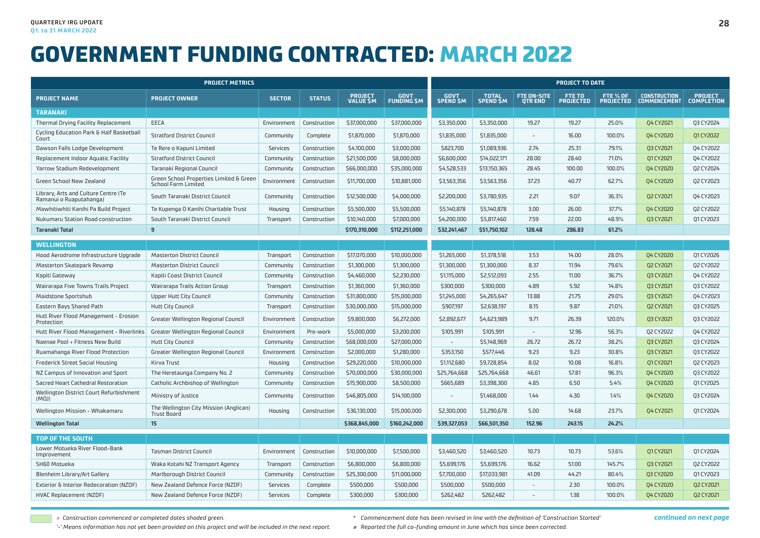# GOVERNMENT FUNDING CONTRACTED: MARCH 2022

| PROJECT METRICS | | | | | | PROJECT TO DATE | | | | | | |
|---|---|---|---|---|---|---|---|---|---|---|---|---|
| **PROJECT NAME** | **PROJECT OWNER** | **SECTOR** | **STATUS** | **PROJECT VALUE $M** | **GOVT FUNDING $M** | **GOVT SPEND $M** | **TOTAL SPEND $M** | **FTE ON-SITE QTR END** | **FTE TO PROJECTED** | **FTE % OF PROJECTED** | **CONSTRUCTION COMMENCEMENT** | **PROJECT COMPLETION** |
| **TARANAKI** | | | | | | | | | | | | |
| Thermal Drying Facility Replacement | EECA | Environment | Construction | $37,000,000 | $37,000,000 | $3,350,000 | $3,350,000 | 19.27 | 19.27 | 25.0% | Q4 CY2021 | Q3 CY2024 |
| Cycling Education Park & Half Basketball Court | Stratford District Council | Community | Complete | $1,870,000 | $1,870,000 | $1,835,000 | $1,835,000 | - | 16.00 | 100.0% | Q4 CY2020 | Q1 CY2022 |
| Dawson Falls Lodge Development | Te Rere o Kapuni Limited | Services | Construction | $4,100,000 | $3,000,000 | $823,700 | $1,089,936 | 2.74 | 25.31 | 79.1% | Q3 CY2021 | Q4 CY2022 |
| Replacement Indoor Aquatic Facility | Stratford District Council | Community | Construction | $21,500,000 | $8,000,000 | $6,600,000 | $14,022,171 | 28.00 | 28.40 | 71.0% | Q1 CY2021 | Q4 CY2022 |
| Yarrow Stadium Redevelopment | Taranaki Regional Council | Community | Construction | $66,000,000 | $35,000,000 | $4,528,533 | $13,150,365 | 28.45 | 100.00 | 100.0% | Q4 CY2020 | Q2 CY2024 |
| Green School New Zealand | Green School Properties Limited & Green School Farm Limited | Environment | Construction | $11,700,000 | $10,881,000 | $3,563,356 | $3,563,356 | 37.23 | 40.77 | 62.7% | Q4 CY2020 | Q2 CY2023 |
| Library, Arts and Culture Centre (Te Ramanui o Ruaputahanga) | South Taranaki District Council | Community | Construction | $12,500,000 | $4,000,000 | $2,200,000 | $3,780,935 | 2.21 | 9.07 | 36.3% | Q2 CY2021 | Q4 CY2023 |
| Mawhitiwhiti Kanihi Pa Build Project | Te Kupenga O Kanihi Charitable Trust | Housing | Construction | $5,500,000 | $5,500,000 | $5,140,878 | $5,140,878 | 3.00 | 26.00 | 37.7% | Q4 CY2020 | Q2 CY2022 |
| Nukumaru Station Road construction | South Taranaki District Council | Transport | Construction | $10,140,000 | $7,000,000 | $4,200,000 | $5,817,460 | 7.59 | 22.00 | 48.9% | Q3 CY2021 | Q1 CY2023 |
| **Taranaki Total** | **9** | | | **$170,310,000** | **$112,251,000** | **$32,241,467** | **$51,750,102** | **128.48** | **286.83** | **61.2%** | | |
| **WELLINGTON** | | | | | | | | | | | | |
| Hood Aerodrome Infrastructure Upgrade | Masterton District Council | Transport | Construction | $17,070,000 | $10,000,000 | $1,265,000 | $1,378,518 | 3.53 | 14.00 | 28.0% | Q4 CY2020 | Q1 CY2026 |
| Masterton Skatepark Revamp | Masterton District Council | Community | Construction | $1,300,000 | $1,300,000 | $1,300,000 | $1,300,000 | 8.37 | 11.94 | 79.6% | Q2 CY2021 | Q2 CY2022 |
| Kapiti Gateway | Kapiti Coast District Council | Community | Construction | $4,460,000 | $2,230,000 | $1,115,000 | $2,512,093 | 2.55 | 11.00 | 36.7% | Q3 CY2021 | Q4 CY2022 |
| Wairarapa Five Towns Trails Project | Wairarapa Trails Action Group | Transport | Construction | $1,360,000 | $1,360,000 | $300,000 | $300,000 | 4.89 | 5.92 | 14.8% | Q3 CY2021 | Q3 CY2022 |
| Maidstone Sportshub | Upper Hutt City Council | Community | Construction | $31,800,000 | $15,000,000 | $1,245,000 | $4,265,647 | 13.88 | 21.75 | 29.0% | Q3 CY2021 | Q4 CY2023 |
| Eastern Bays Shared Path | Hutt City Council | Transport | Construction | $30,000,000 | $15,000,000 | $907,197 | $2,638,197 | 8.15 | 9.87 | 21.0% | Q2 CY2021 | Q3 CY2025 |
| Hutt River Flood Management - Erosion Protection | Greater Wellington Regional Council | Environment | Construction | $9,800,000 | $6,272,000 | $2,892,677 | $4,623,989 | 9.71 | 26.39 | 120.0% | Q3 CY2021 | Q3 CY2022 |
| Hutt River Flood Management - Riverlinks | Greater Wellington Regional Council | Environment | Pre-work | $5,000,000 | $3,200,000 | $105,991 | $105,991 | - | 12.96 | 56.3% | Q2 CY2022 | Q4 CY2022 |
| Naenae Pool + Fitness New Build | Hutt City Council | Community | Construction | $68,000,000 | $27,000,000 | - | $5,148,969 | 26.72 | 26.72 | 38.2% | Q3 CY2021 | Q3 CY2024 |
| Ruamahanga River Flood Protection | Greater Wellington Regional Council | Environment | Construction | $2,000,000 | $1,280,000 | $353,150 | $577,446 | 9.23 | 9.23 | 30.8% | Q3 CY2021 | Q3 CY2022 |
| Frederick Street Social Housing | Kirva Trust | Housing | Construction | $29,220,000 | $10,000,000 | $1,112,680 | $9,728,854 | 8.02 | 10.08 | 16.8% | Q1 CY2021 | Q2 CY2023 |
| NZ Campus of Innovation and Sport | The Heretaunga Company No. 2 | Community | Construction | $70,000,000 | $30,000,000 | $25,764,668 | $25,764,668 | 46.61 | 57.81 | 96.3% | Q4 CY2020 | Q3 CY2022 |
| Sacred Heart Cathedral Restoration | Catholic Archbishop of Wellington | Community | Construction | $15,900,000 | $8,500,000 | $665,689 | $3,398,300 | 4.85 | 6.50 | 5.4% | Q4 CY2020 | Q1 CY2025 |
| Wellington District Court Refurbishment (MOJ) | Ministry of Justice | Community | Construction | $46,805,000 | $14,100,000 | - | $1,468,000 | 1.44 | 4.30 | 1.4% | Q4 CY2020 | Q3 CY2024 |
| Wellington Mission - Whakamaru | The Wellington City Mission (Anglican) Trust Board | Housing | Construction | $36,130,000 | $15,000,000 | $2,300,000 | $3,290,678 | 5.00 | 14.68 | 23.7% | Q4 CY2021 | Q1 CY2024 |
| **Wellington Total** | **15** | | | **$368,845,000** | **$160,242,000** | **$39,327,053** | **$66,501,350** | **152.96** | **243.15** | **24.2%** | | |
| **TOP OF THE SOUTH** | | | | | | | | | | | | |
| Lower Motueka River Flood-Bank Improvement | Tasman District Council | Environment | Construction | $10,000,000 | $7,500,000 | $3,460,520 | $3,460,520 | 10.73 | 10.73 | 53.6% | Q1 CY2021 | Q1 CY2024 |
| SH60 Motueka | Waka Kotahi NZ Transport Agency | Transport | Construction | $6,800,000 | $6,800,000 | $5,699,176 | $5,699,176 | 16.62 | 51.00 | 145.7% | Q3 CY2021 | Q2 CY2022 |
| Blenheim Library/Art Gallery | Marlborough District Council | Community | Construction | $25,300,000 | $11,000,000 | $7,700,000 | $17,033,981 | 41.09 | 44.21 | 80.4% | Q3 CY2020 | Q1 CY2023 |
| Exterior & Interior Redecoration (NZDF) | New Zealand Defence Force (NZDF) | Services | Complete | $500,000 | $500,000 | $500,000 | $500,000 | - | 2.30 | 100.0% | Q4 CY2020 | Q2 CY2021 |
| HVAC Replacement (NZDF) | New Zealand Defence Force (NZDF) | Services | Complete | $300,000 | $300,000 | $262,482 | $262,482 | - | 1.38 | 100.0% | Q4 CY2020 | Q2 CY2021 |

*= Construction commenced or completed dates shaded green.*

*'-' Means information has not yet been provided on this project and will be included in the next report.*

*\* Commencement date has been revised in line with the definition of 'Construction Started'*

*# Reported the full co-funding amount in June which has since been corrected.*

***continued on next page***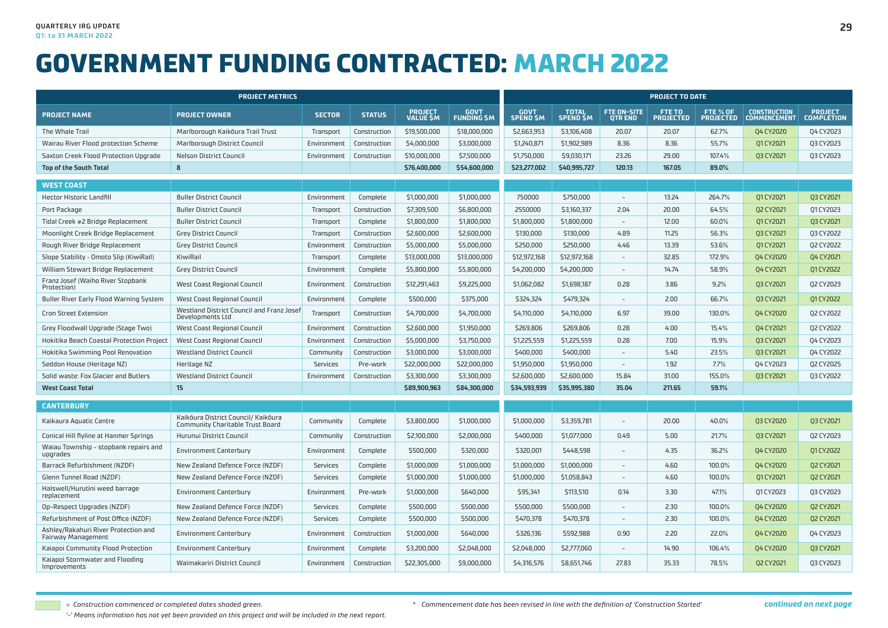# GOVERNMENT FUNDING CONTRACTED: MARCH 2022

| PROJECT METRICS | | | | | | PROJECT TO DATE | | | | | | |
|---|---|---|---|---|---|---|---|---|---|---|---|---|
| **PROJECT NAME** | **PROJECT OWNER** | **SECTOR** | **STATUS** | **PROJECT VALUE $M** | **GOVT FUNDING $M** | **GOVT SPEND $M** | **TOTAL SPEND $M** | **FTE ON-SITE QTR END** | **FTE TO PROJECTED** | **FTE % OF PROJECTED** | **CONSTRUCTION COMMENCEMENT** | **PROJECT COMPLETION** |
| The Whale Trail | Marlborough Kaikōura Trail Trust | Transport | Construction | $19,500,000 | $18,000,000 | $2,663,953 | $3,106,408 | 20.07 | 20.07 | 62.7% | Q4 CY2020 | Q4 CY2023 |
| Wairau River Flood protection Scheme | Marlborough District Council | Environment | Construction | $4,000,000 | $3,000,000 | $1,240,871 | $1,902,989 | 8.36 | 8.36 | 55.7% | Q1 CY2021 | Q3 CY2023 |
| Saxton Creek Flood Protection Upgrade | Nelson District Council | Environment | Construction | $10,000,000 | $7,500,000 | $1,750,000 | $9,030,171 | 23.26 | 29.00 | 107.4% | Q3 CY2021 | Q3 CY2023 |
| **Top of the South Total** | **8** | | | **$76,400,000** | **$54,600,000** | **$23,277,002** | **$40,995,727** | **120.13** | **167.05** | **89.0%** | | |
| **WEST COAST** | | | | | | | | | | | | |
| Hector Historic Landfill | Buller District Council | Environment | Complete | $1,000,000 | $1,000,000 | 750000 | $750,000 | – | 13.24 | 264.7% | Q1 CY2021 | Q3 CY2021 |
| Port Package | Buller District Council | Transport | Construction | $7,309,500 | $6,800,000 | 2550000 | $3,160,337 | 2.04 | 20.00 | 64.5% | Q2 CY2021 | Q1 CY2023 |
| Tidal Creek #2 Bridge Replacement | Buller District Council | Transport | Complete | $1,800,000 | $1,800,000 | $1,800,000 | $1,800,000 | – | 12.00 | 60.0% | Q1 CY2021 | Q3 CY2021 |
| Moonlight Creek Bridge Replacement | Grey District Council | Transport | Construction | $2,600,000 | $2,600,000 | $130,000 | $130,000 | 4.89 | 11.25 | 56.3% | Q3 CY2021 | Q3 CY2022 |
| Rough River Bridge Replacement | Grey District Council | Environment | Construction | $5,000,000 | $5,000,000 | $250,000 | $250,000 | 4.46 | 13.39 | 53.6% | Q1 CY2021 | Q2 CY2022 |
| Slope Stability - Omoto Slip (KiwiRail) | KiwiRail | Transport | Complete | $13,000,000 | $13,000,000 | $12,972,168 | $12,972,168 | – | 32.85 | 172.9% | Q4 CY2020 | Q4 CY2021 |
| William Stewart Bridge Replacement | Grey District Council | Environment | Complete | $5,800,000 | $5,800,000 | $4,200,000 | $4,200,000 | – | 14.74 | 58.9% | Q4 CY2021 | Q1 CY2022 |
| Franz Josef (Waiho River Stopbank Protection) | West Coast Regional Council | Environment | Construction | $12,291,463 | $9,225,000 | $1,062,082 | $1,698,187 | 0.28 | 3.86 | 9.2% | Q3 CY2021 | Q2 CY2023 |
| Buller River Early Flood Warning System | West Coast Regional Council | Environment | Complete | $500,000 | $375,000 | $324,324 | $479,324 | – | 2.00 | 66.7% | Q3 CY2021 | Q1 CY2022 |
| Cron Street Extension | Westland District Council and Franz Josef Developments Ltd | Transport | Construction | $4,700,000 | $4,700,000 | $4,110,000 | $4,110,000 | 6.97 | 39.00 | 130.0% | Q4 CY2020 | Q2 CY2022 |
| Grey Floodwall Upgrade (Stage Two) | West Coast Regional Council | Environment | Construction | $2,600,000 | $1,950,000 | $269,806 | $269,806 | 0.28 | 4.00 | 15.4% | Q4 CY2021 | Q2 CY2022 |
| Hokitika Beach Coastal Protection Project | West Coast Regional Council | Environment | Construction | $5,000,000 | $3,750,000 | $1,225,559 | $1,225,559 | 0.28 | 7.00 | 15.9% | Q3 CY2021 | Q4 CY2023 |
| Hokitika Swimming Pool Renovation | Westland District Council | Community | Construction | $3,000,000 | $3,000,000 | $400,000 | $400,000 | – | 5.40 | 23.5% | Q3 CY2021 | Q4 CY2022 |
| Seddon House (Heritage NZ) | Heritage NZ | Services | Pre-work | $22,000,000 | $22,000,000 | $1,950,000 | $1,950,000 | – | 1.92 | 7.7% | Q4 CY2023 | Q2 CY2025 |
| Solid waste: Fox Glacier and Butlers | Westland District Council | Environment | Construction | $3,300,000 | $3,300,000 | $2,600,000 | $2,600,000 | 15.84 | 31.00 | 155.0% | Q3 CY2021 | Q3 CY2022 |
| **West Coast Total** | **15** | | | **$89,900,963** | **$84,300,000** | **$34,593,939** | **$35,995,380** | **35.04** | **211.65** | **59.1%** | | |
| **CANTERBURY** | | | | | | | | | | | | |
| Kaikaura Aquatic Centre | Kaikōura District Council/ Kaikōura Community Charitable Trust Board | Community | Complete | $3,800,000 | $1,000,000 | $1,000,000 | $3,359,781 | – | 20.00 | 40.0% | Q3 CY2020 | Q3 CY2021 |
| Conical Hill flyline at Hanmer Springs | Hurunui District Council | Community | Construction | $2,100,000 | $2,000,000 | $400,000 | $1,077,000 | 0.49 | 5.00 | 21.7% | Q3 CY2021 | Q2 CY2023 |
| Waiau Township - stopbank repairs and upgrades | Environment Canterbury | Environment | Complete | $500,000 | $320,000 | $320,001 | $448,598 | – | 4.35 | 36.2% | Q4 CY2020 | Q1 CY2022 |
| Barrack Refurbishment (NZDF) | New Zealand Defence Force (NZDF) | Services | Complete | $1,000,000 | $1,000,000 | $1,000,000 | $1,000,000 | – | 4.60 | 100.0% | Q4 CY2020 | Q2 CY2021 |
| Glenn Tunnel Road (NZDF) | New Zealand Defence Force (NZDF) | Services | Complete | $1,000,000 | $1,000,000 | $1,000,000 | $1,058,843 | – | 4.60 | 100.0% | Q1 CY2021 | Q2 CY2021 |
| Halswell/Hurutini weed barrage replacement | Environment Canterbury | Environment | Pre-work | $1,000,000 | $640,000 | $95,341 | $113,510 | 0.14 | 3.30 | 47.1% | Q1 CY2023 | Q3 CY2023 |
| Op-Respect Upgrades (NZDF) | New Zealand Defence Force (NZDF) | Services | Complete | $500,000 | $500,000 | $500,000 | $500,000 | – | 2.30 | 100.0% | Q4 CY2020 | Q2 CY2021 |
| Refurbishment of Post Office (NZDF) | New Zealand Defence Force (NZDF) | Services | Complete | $500,000 | $500,000 | $470,378 | $470,378 | – | 2.30 | 100.0% | Q4 CY2020 | Q2 CY2021 |
| Ashley/Rakahuri River Protection and Fairway Management | Environment Canterbury | Environment | Construction | $1,000,000 | $640,000 | $326,136 | $592,988 | 0.90 | 2.20 | 22.0% | Q4 CY2020 | Q4 CY2023 |
| Kaiapoi Community Flood Protection | Environment Canterbury | Environment | Complete | $3,200,000 | $2,048,000 | $2,048,000 | $2,777,060 | – | 14.90 | 106.4% | Q4 CY2020 | Q3 CY2021 |
| Kaiapoi Stormwater and Flooding Improvements | Waimakariri District Council | Environment | Construction | $22,305,000 | $9,000,000 | $4,316,576 | $8,651,746 | 27.83 | 35.33 | 78.5% | Q2 CY2021 | Q3 CY2023 |

= *Construction commenced or completed dates shaded green.*

*'–' Means information has not yet been provided on this project and will be included in the next report.*

\* *Commencement date has been revised in line with the definition of 'Construction Started'*

***continued on next page***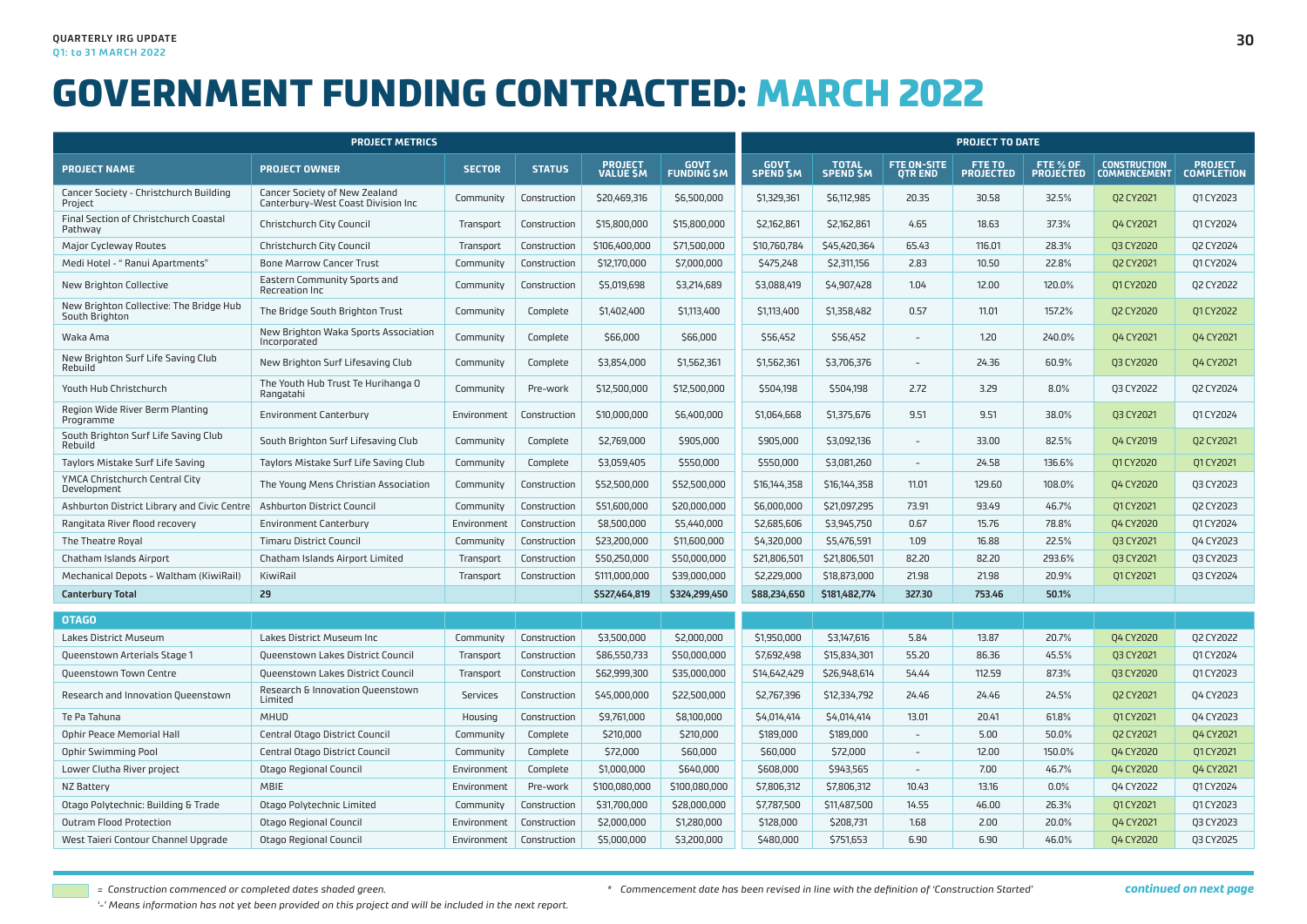QUARTERLY IRG UPDATE
Q1: to 31 MARCH 2022

# GOVERNMENT FUNDING CONTRACTED: MARCH 2022

| PROJECT METRICS | | | | | | PROJECT TO DATE | | | | | | |
|---|---|---|---|---|---|---|---|---|---|---|---|---|
| **PROJECT NAME** | **PROJECT OWNER** | **SECTOR** | **STATUS** | **PROJECT VALUE $M** | **GOVT FUNDING $M** | **GOVT SPEND $M** | **TOTAL SPEND $M** | **FTE ON-SITE QTR END** | **FTE TO PROJECTED** | **FTE % OF PROJECTED** | **CONSTRUCTION COMMENCEMENT** | **PROJECT COMPLETION** |
| Cancer Society - Christchurch Building Project | Cancer Society of New Zealand Canterbury-West Coast Division Inc | Community | Construction | $20,469,316 | $6,500,000 | $1,329,361 | $6,112,985 | 20.35 | 30.58 | 32.5% | Q2 CY2021 | Q1 CY2023 |
| Final Section of Christchurch Coastal Pathway | Christchurch City Council | Transport | Construction | $15,800,000 | $15,800,000 | $2,162,861 | $2,162,861 | 4.65 | 18.63 | 37.3% | Q4 CY2021 | Q1 CY2024 |
| Major Cycleway Routes | Christchurch City Council | Transport | Construction | $106,400,000 | $71,500,000 | $10,760,784 | $45,420,364 | 65.43 | 116.01 | 28.3% | Q3 CY2020 | Q2 CY2024 |
| Medi Hotel - " Ranui Apartments" | Bone Marrow Cancer Trust | Community | Construction | $12,170,000 | $7,000,000 | $475,248 | $2,311,156 | 2.83 | 10.50 | 22.8% | Q2 CY2021 | Q1 CY2024 |
| New Brighton Collective | Eastern Community Sports and Recreation Inc | Community | Construction | $5,019,698 | $3,214,689 | $3,088,419 | $4,907,428 | 1.04 | 12.00 | 120.0% | Q1 CY2020 | Q2 CY2022 |
| New Brighton Collective: The Bridge Hub South Brighton | The Bridge South Brighton Trust | Community | Complete | $1,402,400 | $1,113,400 | $1,113,400 | $1,358,482 | 0.57 | 11.01 | 157.2% | Q2 CY2020 | Q1 CY2022 |
| Waka Ama | New Brighton Waka Sports Association Incorporated | Community | Complete | $66,000 | $66,000 | $56,452 | $56,452 | - | 1.20 | 240.0% | Q4 CY2021 | Q4 CY2021 |
| New Brighton Surf Life Saving Club Rebuild | New Brighton Surf Lifesaving Club | Community | Complete | $3,854,000 | $1,562,361 | $1,562,361 | $3,706,376 | - | 24.36 | 60.9% | Q3 CY2020 | Q4 CY2021 |
| Youth Hub Christchurch | The Youth Hub Trust Te Hurihanga O Rangatahi | Community | Pre-work | $12,500,000 | $12,500,000 | $504,198 | $504,198 | 2.72 | 3.29 | 8.0% | Q3 CY2022 | Q2 CY2024 |
| Region Wide River Berm Planting Programme | Environment Canterbury | Environment | Construction | $10,000,000 | $6,400,000 | $1,064,668 | $1,375,676 | 9.51 | 9.51 | 38.0% | Q3 CY2021 | Q1 CY2024 |
| South Brighton Surf Life Saving Club Rebuild | South Brighton Surf Lifesaving Club | Community | Complete | $2,769,000 | $905,000 | $905,000 | $3,092,136 | - | 33.00 | 82.5% | Q4 CY2019 | Q2 CY2021 |
| Taylors Mistake Surf Life Saving | Taylors Mistake Surf Life Saving Club | Community | Complete | $3,059,405 | $550,000 | $550,000 | $3,081,260 | - | 24.58 | 136.6% | Q1 CY2020 | Q1 CY2021 |
| YMCA Christchurch Central City Development | The Young Mens Christian Association | Community | Construction | $52,500,000 | $52,500,000 | $16,144,358 | $16,144,358 | 11.01 | 129.60 | 108.0% | Q4 CY2020 | Q3 CY2023 |
| Ashburton District Library and Civic Centre | Ashburton District Council | Community | Construction | $51,600,000 | $20,000,000 | $6,000,000 | $21,097,295 | 73.91 | 93.49 | 46.7% | Q1 CY2021 | Q2 CY2023 |
| Rangitata River flood recovery | Environment Canterbury | Environment | Construction | $8,500,000 | $5,440,000 | $2,685,606 | $3,945,750 | 0.67 | 15.76 | 78.8% | Q4 CY2020 | Q1 CY2024 |
| The Theatre Royal | Timaru District Council | Community | Construction | $23,200,000 | $11,600,000 | $4,320,000 | $5,476,591 | 1.09 | 16.88 | 22.5% | Q3 CY2021 | Q4 CY2023 |
| Chatham Islands Airport | Chatham Islands Airport Limited | Transport | Construction | $50,250,000 | $50,000,000 | $21,806,501 | $21,806,501 | 82.20 | 82.20 | 293.6% | Q3 CY2021 | Q3 CY2023 |
| Mechanical Depots - Waltham (KiwiRail) | KiwiRail | Transport | Construction | $111,000,000 | $39,000,000 | $2,229,000 | $18,873,000 | 21.98 | 21.98 | 20.9% | Q1 CY2021 | Q3 CY2024 |
| **Canterbury Total** | **29** | | | **$527,464,819** | **$324,299,450** | **$88,234,650** | **$181,482,774** | **327.30** | **753.46** | **50.1%** | | |
| **OTAGO** | | | | | | | | | | | | |
| Lakes District Museum | Lakes District Museum Inc | Community | Construction | $3,500,000 | $2,000,000 | $1,950,000 | $3,147,616 | 5.84 | 13.87 | 20.7% | Q4 CY2020 | Q2 CY2022 |
| Queenstown Arterials Stage 1 | Queenstown Lakes District Council | Transport | Construction | $86,550,733 | $50,000,000 | $7,692,498 | $15,834,301 | 55.20 | 86.36 | 45.5% | Q3 CY2021 | Q1 CY2024 |
| Queenstown Town Centre | Queenstown Lakes District Council | Transport | Construction | $62,999,300 | $35,000,000 | $14,642,429 | $26,948,614 | 54.44 | 112.59 | 87.3% | Q3 CY2020 | Q1 CY2023 |
| Research and Innovation Queenstown | Research & Innovation Queenstown Limited | Services | Construction | $45,000,000 | $22,500,000 | $2,767,396 | $12,334,792 | 24.46 | 24.46 | 24.5% | Q2 CY2021 | Q4 CY2023 |
| Te Pa Tahuna | MHUD | Housing | Construction | $9,761,000 | $8,100,000 | $4,014,414 | $4,014,414 | 13.01 | 20.41 | 61.8% | Q1 CY2021 | Q4 CY2023 |
| Ophir Peace Memorial Hall | Central Otago District Council | Community | Complete | $210,000 | $210,000 | $189,000 | $189,000 | - | 5.00 | 50.0% | Q2 CY2021 | Q4 CY2021 |
| Ophir Swimming Pool | Central Otago District Council | Community | Complete | $72,000 | $60,000 | $60,000 | $72,000 | - | 12.00 | 150.0% | Q4 CY2020 | Q1 CY2021 |
| Lower Clutha River project | Otago Regional Council | Environment | Complete | $1,000,000 | $640,000 | $608,000 | $943,565 | - | 7.00 | 46.7% | Q4 CY2020 | Q4 CY2021 |
| NZ Battery | MBIE | Environment | Pre-work | $100,080,000 | $100,080,000 | $7,806,312 | $7,806,312 | 10.43 | 13.16 | 0.0% | Q4 CY2022 | Q1 CY2024 |
| Otago Polytechnic: Building & Trade | Otago Polytechnic Limited | Community | Construction | $31,700,000 | $28,000,000 | $7,787,500 | $11,487,500 | 14.55 | 46.00 | 26.3% | Q1 CY2021 | Q1 CY2023 |
| Outram Flood Protection | Otago Regional Council | Environment | Construction | $2,000,000 | $1,280,000 | $128,000 | $208,731 | 1.68 | 2.00 | 20.0% | Q4 CY2021 | Q3 CY2023 |
| West Taieri Contour Channel Upgrade | Otago Regional Council | Environment | Construction | $5,000,000 | $3,200,000 | $480,000 | $751,653 | 6.90 | 6.90 | 46.0% | Q4 CY2020 | Q3 CY2025 |

*= Construction commenced or completed dates shaded green.*

*\* Commencement date has been revised in line with the definition of 'Construction Started'*

***continued on next page***

*'–' Means information has not yet been provided on this project and will be included in the next report.*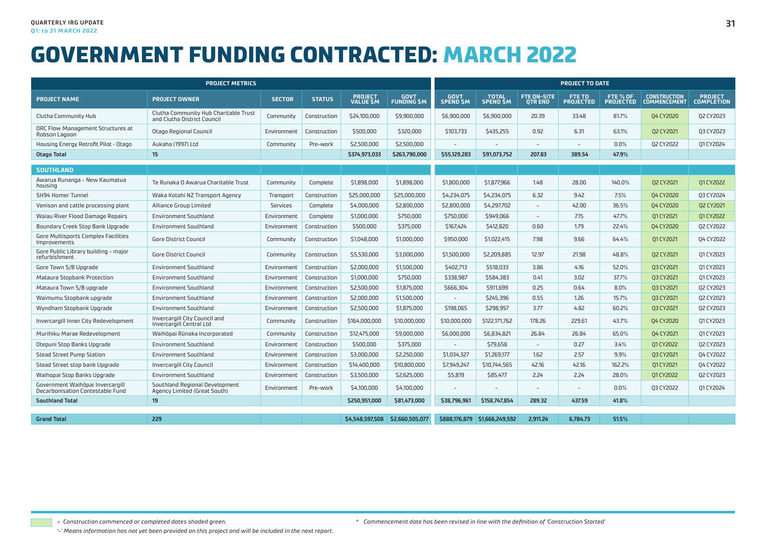# GOVERNMENT FUNDING CONTRACTED: MARCH 2022

| PROJECT METRICS | | | | | | PROJECT TO DATE | | | | | | |
|---|---|---|---|---|---|---|---|---|---|---|---|---|
| PROJECT NAME | PROJECT OWNER | SECTOR | STATUS | PROJECT VALUE $M | GOVT FUNDING $M | GOVT SPEND $M | TOTAL SPEND $M | FTE ON-SITE QTR END | FTE TO PROJECTED | FTE % OF PROJECTED | CONSTRUCTION COMMENCEMENT | PROJECT COMPLETION |
| Clutha Community Hub | Clutha Community Hub Charitable Trust and Clutha District Council | Community | Construction | $24,100,000 | $9,900,000 | $6,900,000 | $6,900,000 | 20.39 | 33.48 | 81.7% | Q4 CY2020 | Q2 CY2023 |
| ORC Flow Management Structures at Robson Lagoon | Otago Regional Council | Environment | Construction | $500,000 | $320,000 | $103,733 | $435,255 | 0.92 | 6.31 | 63.1% | Q2 CY2021 | Q3 CY2023 |
| Housing Energy Retrofit Pilot - Otago | Aukaha (1997) Ltd | Community | Pre-work | $2,500,000 | $2,500,000 | - | - | - | - | 0.0% | Q2 CY2022 | Q1 CY2024 |
| **Otago Total** | **15** | | | **$374,973,033** | **$263,790,000** | **$55,129,283** | **$91,073,752** | **207.83** | **389.54** | **47.9%** | | |
| **SOUTHLAND** | | | | | | | | | | | | |
| Awarua Runanga - New Kaumatua housing | Te Runaka O Awarua Charitable Trust | Community | Complete | $1,898,000 | $1,898,000 | $1,800,000 | $1,877,966 | 1.48 | 28.00 | 140.0% | Q2 CY2021 | Q1 CY2022 |
| SH94 Homer Tunnel | Waka Kotahi NZ Transport Agency | Transport | Construction | $25,000,000 | $25,000,000 | $4,234,075 | $4,234,075 | 6.32 | 9.42 | 7.5% | Q4 CY2020 | Q3 CY2024 |
| Venison and cattle processing plant | Alliance Group Limited | Services | Complete | $4,000,000 | $2,800,000 | $2,800,000 | $4,297,702 | - | 42.00 | 36.5% | Q4 CY2020 | Q2 CY2021 |
| Waiau River Flood Damage Repairs | Environment Southland | Environment | Complete | $1,000,000 | $750,000 | $750,000 | $949,066 | - | 7.15 | 47.7% | Q1 CY2021 | Q1 CY2022 |
| Boundary Creek Stop Bank Upgrade | Environment Southland | Environment | Construction | $500,000 | $375,000 | $167,424 | $412,820 | 0.60 | 1.79 | 22.4% | Q4 CY2020 | Q2 CY2022 |
| Gore Multisports Complex Facilities Improvements | Gore District Council | Community | Construction | $1,048,000 | $1,000,000 | $950,000 | $1,022,415 | 7.98 | 9.66 | 64.4% | Q1 CY2021 | Q4 CY2022 |
| Gore Public Library building - major refurbishment | Gore District Council | Community | Construction | $5,530,000 | $3,000,000 | $1,500,000 | $2,209,885 | 12.97 | 21.98 | 48.8% | Q2 CY2021 | Q1 CY2023 |
| Gore Town S/B Upgrade | Environment Southland | Environment | Construction | $2,000,000 | $1,500,000 | $402,713 | $518,033 | 3.86 | 4.16 | 52.0% | Q3 CY2021 | Q1 CY2023 |
| Mataura Stopbank Protection | Environment Southland | Environment | Construction | $1,000,000 | $750,000 | $338,987 | $584,383 | 0.41 | 3.02 | 37.7% | Q3 CY2021 | Q1 CY2023 |
| Mataura Town S/B upgrade | Environment Southland | Environment | Construction | $2,500,000 | $1,875,000 | $666,304 | $911,699 | 0.25 | 0.64 | 8.0% | Q3 CY2021 | Q2 CY2023 |
| Waimumu Stopbank upgrade | Environment Southland | Environment | Construction | $2,000,000 | $1,500,000 | - | $245,396 | 0.55 | 1.26 | 15.7% | Q3 CY2021 | Q2 CY2023 |
| Wyndham Stopbank Upgrade | Environment Southland | Environment | Construction | $2,500,000 | $1,875,000 | $198,065 | $298,957 | 3.77 | 4.82 | 60.2% | Q3 CY2021 | Q2 CY2023 |
| Invercargill Inner City Redevelopment | Invercargill City Council and Invercargill Central Ltd | Community | Construction | $164,000,000 | $10,000,000 | $10,000,000 | $122,171,762 | 178.26 | 229.61 | 43.7% | Q4 CY2020 | Q1 CY2023 |
| Murihiku Marae Redevelopment | Waihōpai Rūnaka Incorporated | Community | Construction | $12,475,000 | $9,000,000 | $6,000,000 | $6,834,821 | 26.84 | 26.84 | 65.0% | Q4 CY2021 | Q1 CY2023 |
| Otepuni Stop Banks Upgrade | Environment Southland | Environment | Construction | $500,000 | $375,000 | - | $79,658 | - | 0.27 | 3.4% | Q1 CY2022 | Q2 CY2023 |
| Stead Street Pump Station | Environment Southland | Environment | Construction | $3,000,000 | $2,250,000 | $1,034,327 | $1,269,177 | 1.62 | 2.57 | 9.9% | Q3 CY2021 | Q4 CY2022 |
| Stead Street stop bank Upgrade | Invercargill City Council | Environment | Construction | $14,400,000 | $10,800,000 | $7,949,247 | $10,744,565 | 42.16 | 42.16 | 162.2% | Q1 CY2021 | Q4 CY2022 |
| Waihopai Stop Banks Upgrade | Environment Southland | Environment | Construction | $3,500,000 | $2,625,000 | $5,819 | $85,477 | 2.24 | 2.24 | 28.0% | Q1 CY2022 | Q2 CY2023 |
| Government Waihōpai Invercargill Decarbonisation Contestable Fund | Southland Regional Development Agency Limited (Great South) | Environment | Pre-work | $4,100,000 | $4,100,000 | - | - | - | - | 0.0% | Q3 CY2022 | Q1 CY2024 |
| **Southland Total** | **19** | | | **$250,951,000** | **$81,473,000** | **$38,796,961** | **$158,747,854** | **289.32** | **437.59** | **41.8%** | | |
| **Grand Total** | **229** | | | **$4,548,597,508** | **$2,660,505,077** | **$888,176,879** | **$1,666,249,592** | **2,911.24** | **6,784.73** | **51.5%** | | |

*= Construction commenced or completed dates shaded green.*

*'–' Means information has not yet been provided on this project and will be included in the next report.*

*\* Commencement date has been revised in line with the definition of 'Construction Started'*